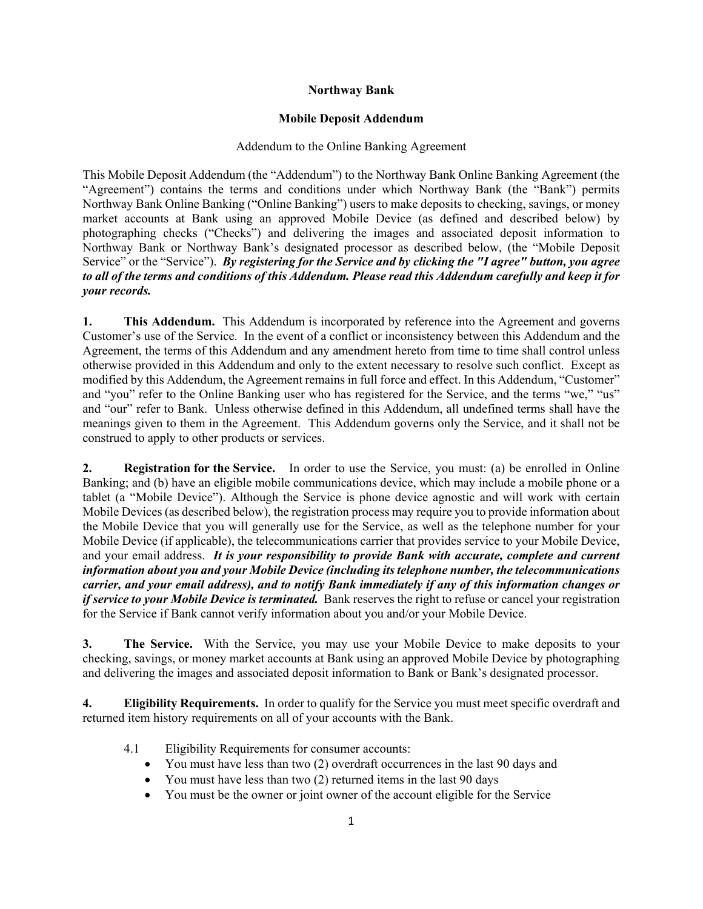# Northway Bank

## Mobile Deposit Addendum

Addendum to the Online Banking Agreement

This Mobile Deposit Addendum (the "Addendum") to the Northway Bank Online Banking Agreement (the "Agreement") contains the terms and conditions under which Northway Bank (the "Bank") permits Northway Bank Online Banking ("Online Banking") users to make deposits to checking, savings, or money market accounts at Bank using an approved Mobile Device (as defined and described below) by photographing checks ("Checks") and delivering the images and associated deposit information to Northway Bank or Northway Bank's designated processor as described below, (the "Mobile Deposit Service" or the "Service"). ***By registering for the Service and by clicking the "I agree" button, you agree to all of the terms and conditions of this Addendum. Please read this Addendum carefully and keep it for your records.***

**1. This Addendum.** This Addendum is incorporated by reference into the Agreement and governs Customer's use of the Service. In the event of a conflict or inconsistency between this Addendum and the Agreement, the terms of this Addendum and any amendment hereto from time to time shall control unless otherwise provided in this Addendum and only to the extent necessary to resolve such conflict. Except as modified by this Addendum, the Agreement remains in full force and effect. In this Addendum, "Customer" and "you" refer to the Online Banking user who has registered for the Service, and the terms "we," "us" and "our" refer to Bank. Unless otherwise defined in this Addendum, all undefined terms shall have the meanings given to them in the Agreement. This Addendum governs only the Service, and it shall not be construed to apply to other products or services.

**2. Registration for the Service.** In order to use the Service, you must: (a) be enrolled in Online Banking; and (b) have an eligible mobile communications device, which may include a mobile phone or a tablet (a "Mobile Device"). Although the Service is phone device agnostic and will work with certain Mobile Devices (as described below), the registration process may require you to provide information about the Mobile Device that you will generally use for the Service, as well as the telephone number for your Mobile Device (if applicable), the telecommunications carrier that provides service to your Mobile Device, and your email address. ***It is your responsibility to provide Bank with accurate, complete and current information about you and your Mobile Device (including its telephone number, the telecommunications carrier, and your email address), and to notify Bank immediately if any of this information changes or if service to your Mobile Device is terminated.*** Bank reserves the right to refuse or cancel your registration for the Service if Bank cannot verify information about you and/or your Mobile Device.

**3. The Service.** With the Service, you may use your Mobile Device to make deposits to your checking, savings, or money market accounts at Bank using an approved Mobile Device by photographing and delivering the images and associated deposit information to Bank or Bank's designated processor.

**4. Eligibility Requirements.** In order to qualify for the Service you must meet specific overdraft and returned item history requirements on all of your accounts with the Bank.

4.1 Eligibility Requirements for consumer accounts:

- You must have less than two (2) overdraft occurrences in the last 90 days and
- You must have less than two (2) returned items in the last 90 days
- You must be the owner or joint owner of the account eligible for the Service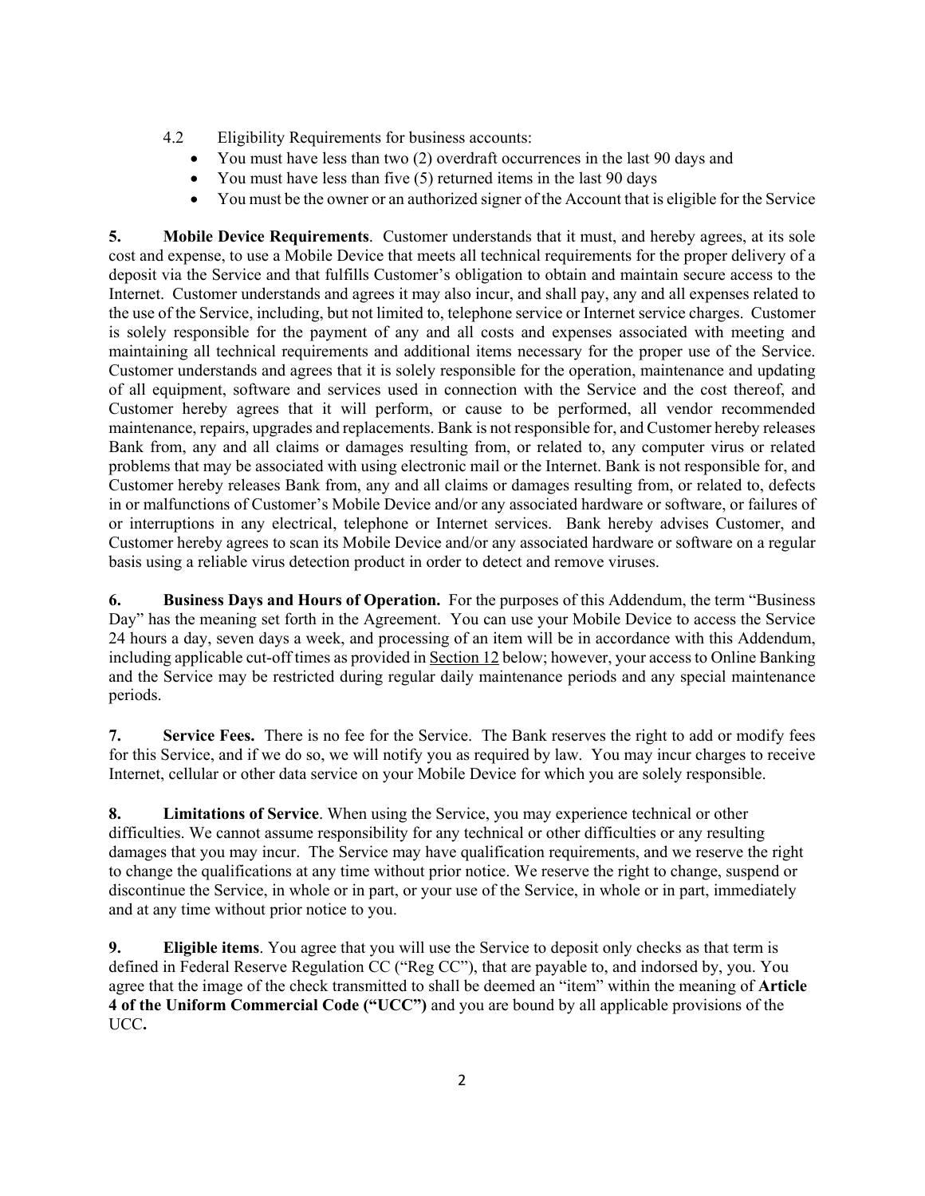4.2 Eligibility Requirements for business accounts:

- You must have less than two (2) overdraft occurrences in the last 90 days and
- You must have less than five (5) returned items in the last 90 days
- You must be the owner or an authorized signer of the Account that is eligible for the Service

**5. Mobile Device Requirements**. Customer understands that it must, and hereby agrees, at its sole cost and expense, to use a Mobile Device that meets all technical requirements for the proper delivery of a deposit via the Service and that fulfills Customer's obligation to obtain and maintain secure access to the Internet. Customer understands and agrees it may also incur, and shall pay, any and all expenses related to the use of the Service, including, but not limited to, telephone service or Internet service charges. Customer is solely responsible for the payment of any and all costs and expenses associated with meeting and maintaining all technical requirements and additional items necessary for the proper use of the Service. Customer understands and agrees that it is solely responsible for the operation, maintenance and updating of all equipment, software and services used in connection with the Service and the cost thereof, and Customer hereby agrees that it will perform, or cause to be performed, all vendor recommended maintenance, repairs, upgrades and replacements. Bank is not responsible for, and Customer hereby releases Bank from, any and all claims or damages resulting from, or related to, any computer virus or related problems that may be associated with using electronic mail or the Internet. Bank is not responsible for, and Customer hereby releases Bank from, any and all claims or damages resulting from, or related to, defects in or malfunctions of Customer's Mobile Device and/or any associated hardware or software, or failures of or interruptions in any electrical, telephone or Internet services. Bank hereby advises Customer, and Customer hereby agrees to scan its Mobile Device and/or any associated hardware or software on a regular basis using a reliable virus detection product in order to detect and remove viruses.

**6. Business Days and Hours of Operation.** For the purposes of this Addendum, the term "Business Day" has the meaning set forth in the Agreement. You can use your Mobile Device to access the Service 24 hours a day, seven days a week, and processing of an item will be in accordance with this Addendum, including applicable cut-off times as provided in Section 12 below; however, your access to Online Banking and the Service may be restricted during regular daily maintenance periods and any special maintenance periods.

**7. Service Fees.** There is no fee for the Service. The Bank reserves the right to add or modify fees for this Service, and if we do so, we will notify you as required by law. You may incur charges to receive Internet, cellular or other data service on your Mobile Device for which you are solely responsible.

**8. Limitations of Service**. When using the Service, you may experience technical or other difficulties. We cannot assume responsibility for any technical or other difficulties or any resulting damages that you may incur. The Service may have qualification requirements, and we reserve the right to change the qualifications at any time without prior notice. We reserve the right to change, suspend or discontinue the Service, in whole or in part, or your use of the Service, in whole or in part, immediately and at any time without prior notice to you.

**9. Eligible items**. You agree that you will use the Service to deposit only checks as that term is defined in Federal Reserve Regulation CC ("Reg CC"), that are payable to, and indorsed by, you. You agree that the image of the check transmitted to shall be deemed an "item" within the meaning of **Article 4 of the Uniform Commercial Code ("UCC")** and you are bound by all applicable provisions of the UCC**.**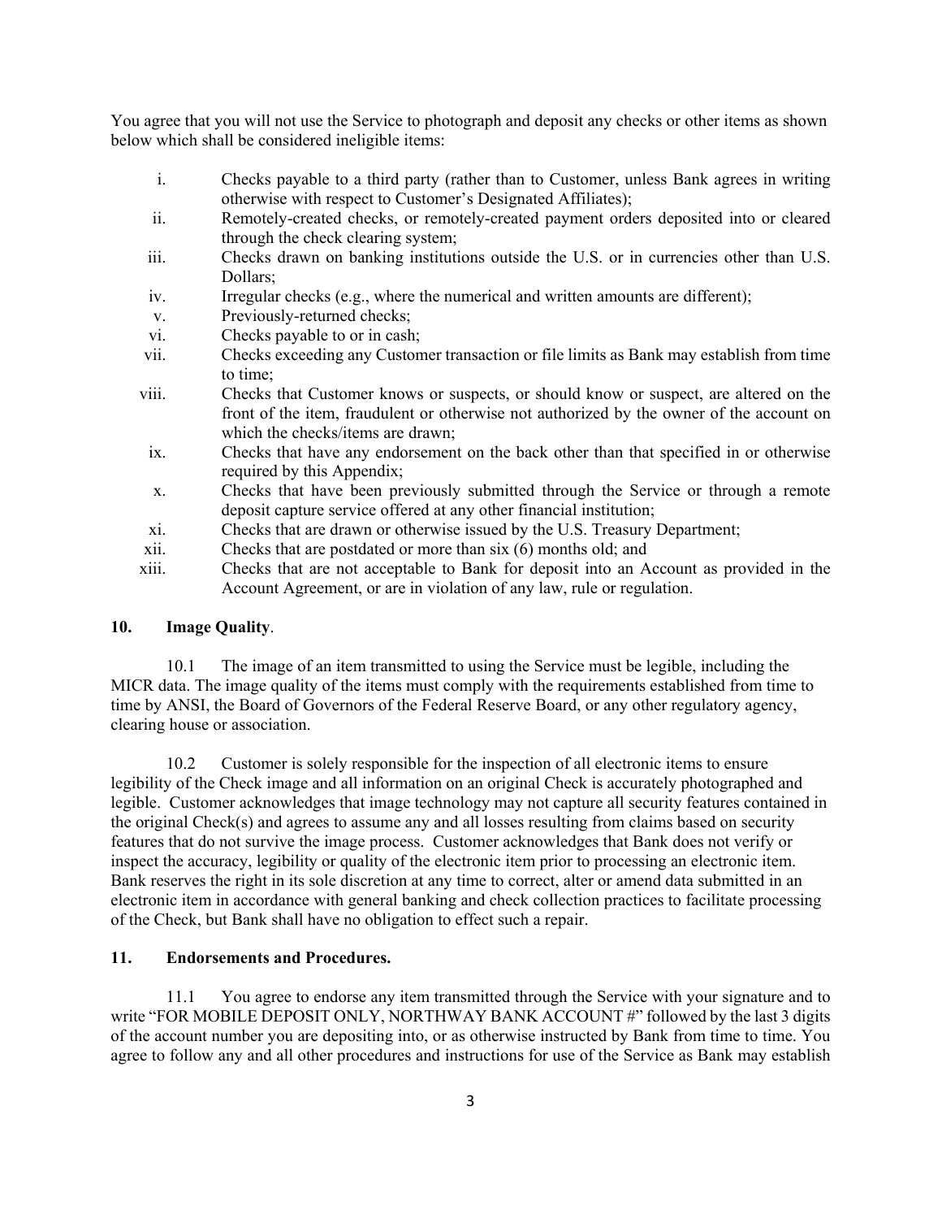You agree that you will not use the Service to photograph and deposit any checks or other items as shown below which shall be considered ineligible items:

i. Checks payable to a third party (rather than to Customer, unless Bank agrees in writing otherwise with respect to Customer's Designated Affiliates);
ii. Remotely-created checks, or remotely-created payment orders deposited into or cleared through the check clearing system;
iii. Checks drawn on banking institutions outside the U.S. or in currencies other than U.S. Dollars;
iv. Irregular checks (e.g., where the numerical and written amounts are different);
v. Previously-returned checks;
vi. Checks payable to or in cash;
vii. Checks exceeding any Customer transaction or file limits as Bank may establish from time to time;
viii. Checks that Customer knows or suspects, or should know or suspect, are altered on the front of the item, fraudulent or otherwise not authorized by the owner of the account on which the checks/items are drawn;
ix. Checks that have any endorsement on the back other than that specified in or otherwise required by this Appendix;
x. Checks that have been previously submitted through the Service or through a remote deposit capture service offered at any other financial institution;
xi. Checks that are drawn or otherwise issued by the U.S. Treasury Department;
xii. Checks that are postdated or more than six (6) months old; and
xiii. Checks that are not acceptable to Bank for deposit into an Account as provided in the Account Agreement, or are in violation of any law, rule or regulation.

**10. Image Quality**.

10.1 The image of an item transmitted to using the Service must be legible, including the MICR data. The image quality of the items must comply with the requirements established from time to time by ANSI, the Board of Governors of the Federal Reserve Board, or any other regulatory agency, clearing house or association.

10.2 Customer is solely responsible for the inspection of all electronic items to ensure legibility of the Check image and all information on an original Check is accurately photographed and legible. Customer acknowledges that image technology may not capture all security features contained in the original Check(s) and agrees to assume any and all losses resulting from claims based on security features that do not survive the image process. Customer acknowledges that Bank does not verify or inspect the accuracy, legibility or quality of the electronic item prior to processing an electronic item. Bank reserves the right in its sole discretion at any time to correct, alter or amend data submitted in an electronic item in accordance with general banking and check collection practices to facilitate processing of the Check, but Bank shall have no obligation to effect such a repair.

**11. Endorsements and Procedures.**

11.1 You agree to endorse any item transmitted through the Service with your signature and to write "FOR MOBILE DEPOSIT ONLY, NORTHWAY BANK ACCOUNT #" followed by the last 3 digits of the account number you are depositing into, or as otherwise instructed by Bank from time to time. You agree to follow any and all other procedures and instructions for use of the Service as Bank may establish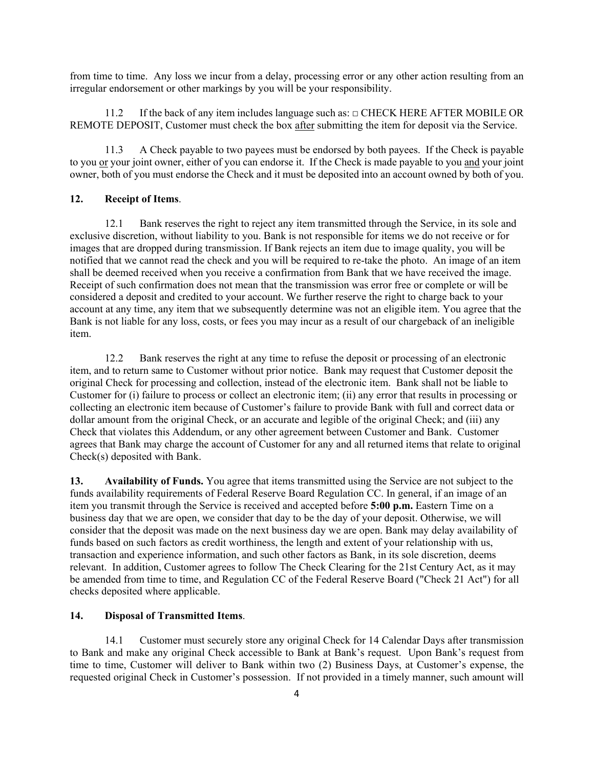from time to time. Any loss we incur from a delay, processing error or any other action resulting from an irregular endorsement or other markings by you will be your responsibility.

11.2 If the back of any item includes language such as: □ CHECK HERE AFTER MOBILE OR REMOTE DEPOSIT, Customer must check the box after submitting the item for deposit via the Service.

11.3 A Check payable to two payees must be endorsed by both payees. If the Check is payable to you or your joint owner, either of you can endorse it. If the Check is made payable to you and your joint owner, both of you must endorse the Check and it must be deposited into an account owned by both of you.

**12. Receipt of Items**.

12.1 Bank reserves the right to reject any item transmitted through the Service, in its sole and exclusive discretion, without liability to you. Bank is not responsible for items we do not receive or for images that are dropped during transmission. If Bank rejects an item due to image quality, you will be notified that we cannot read the check and you will be required to re-take the photo. An image of an item shall be deemed received when you receive a confirmation from Bank that we have received the image. Receipt of such confirmation does not mean that the transmission was error free or complete or will be considered a deposit and credited to your account. We further reserve the right to charge back to your account at any time, any item that we subsequently determine was not an eligible item. You agree that the Bank is not liable for any loss, costs, or fees you may incur as a result of our chargeback of an ineligible item.

12.2 Bank reserves the right at any time to refuse the deposit or processing of an electronic item, and to return same to Customer without prior notice. Bank may request that Customer deposit the original Check for processing and collection, instead of the electronic item. Bank shall not be liable to Customer for (i) failure to process or collect an electronic item; (ii) any error that results in processing or collecting an electronic item because of Customer's failure to provide Bank with full and correct data or dollar amount from the original Check, or an accurate and legible of the original Check; and (iii) any Check that violates this Addendum, or any other agreement between Customer and Bank. Customer agrees that Bank may charge the account of Customer for any and all returned items that relate to original Check(s) deposited with Bank.

**13. Availability of Funds.** You agree that items transmitted using the Service are not subject to the funds availability requirements of Federal Reserve Board Regulation CC. In general, if an image of an item you transmit through the Service is received and accepted before **5:00 p.m.** Eastern Time on a business day that we are open, we consider that day to be the day of your deposit. Otherwise, we will consider that the deposit was made on the next business day we are open. Bank may delay availability of funds based on such factors as credit worthiness, the length and extent of your relationship with us, transaction and experience information, and such other factors as Bank, in its sole discretion, deems relevant. In addition, Customer agrees to follow The Check Clearing for the 21st Century Act, as it may be amended from time to time, and Regulation CC of the Federal Reserve Board ("Check 21 Act") for all checks deposited where applicable.

**14. Disposal of Transmitted Items**.

14.1 Customer must securely store any original Check for 14 Calendar Days after transmission to Bank and make any original Check accessible to Bank at Bank's request. Upon Bank's request from time to time, Customer will deliver to Bank within two (2) Business Days, at Customer's expense, the requested original Check in Customer's possession. If not provided in a timely manner, such amount will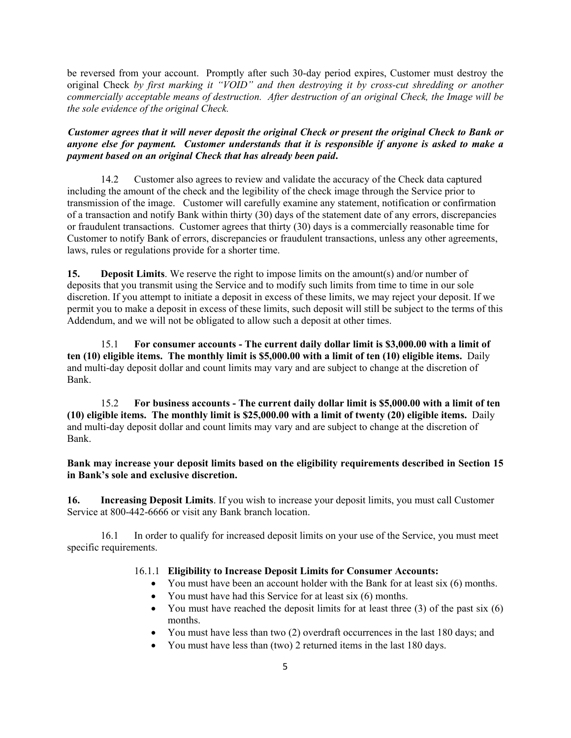be reversed from your account. Promptly after such 30-day period expires, Customer must destroy the original Check *by first marking it "VOID" and then destroying it by cross-cut shredding or another commercially acceptable means of destruction. After destruction of an original Check, the Image will be the sole evidence of the original Check.*

***Customer agrees that it will never deposit the original Check or present the original Check to Bank or anyone else for payment. Customer understands that it is responsible if anyone is asked to make a payment based on an original Check that has already been paid.***

14.2 Customer also agrees to review and validate the accuracy of the Check data captured including the amount of the check and the legibility of the check image through the Service prior to transmission of the image. Customer will carefully examine any statement, notification or confirmation of a transaction and notify Bank within thirty (30) days of the statement date of any errors, discrepancies or fraudulent transactions. Customer agrees that thirty (30) days is a commercially reasonable time for Customer to notify Bank of errors, discrepancies or fraudulent transactions, unless any other agreements, laws, rules or regulations provide for a shorter time.

**15. Deposit Limits**. We reserve the right to impose limits on the amount(s) and/or number of deposits that you transmit using the Service and to modify such limits from time to time in our sole discretion. If you attempt to initiate a deposit in excess of these limits, we may reject your deposit. If we permit you to make a deposit in excess of these limits, such deposit will still be subject to the terms of this Addendum, and we will not be obligated to allow such a deposit at other times.

15.1 **For consumer accounts - The current daily dollar limit is $3,000.00 with a limit of ten (10) eligible items. The monthly limit is $5,000.00 with a limit of ten (10) eligible items.** Daily and multi-day deposit dollar and count limits may vary and are subject to change at the discretion of Bank.

15.2 **For business accounts - The current daily dollar limit is $5,000.00 with a limit of ten (10) eligible items. The monthly limit is $25,000.00 with a limit of twenty (20) eligible items.** Daily and multi-day deposit dollar and count limits may vary and are subject to change at the discretion of Bank.

**Bank may increase your deposit limits based on the eligibility requirements described in Section 15 in Bank's sole and exclusive discretion.**

**16. Increasing Deposit Limits**. If you wish to increase your deposit limits, you must call Customer Service at 800-442-6666 or visit any Bank branch location.

16.1 In order to qualify for increased deposit limits on your use of the Service, you must meet specific requirements.

16.1.1 **Eligibility to Increase Deposit Limits for Consumer Accounts:**

- You must have been an account holder with the Bank for at least six (6) months.
- You must have had this Service for at least six (6) months.
- You must have reached the deposit limits for at least three (3) of the past six (6) months.
- You must have less than two (2) overdraft occurrences in the last 180 days; and
- You must have less than (two) 2 returned items in the last 180 days.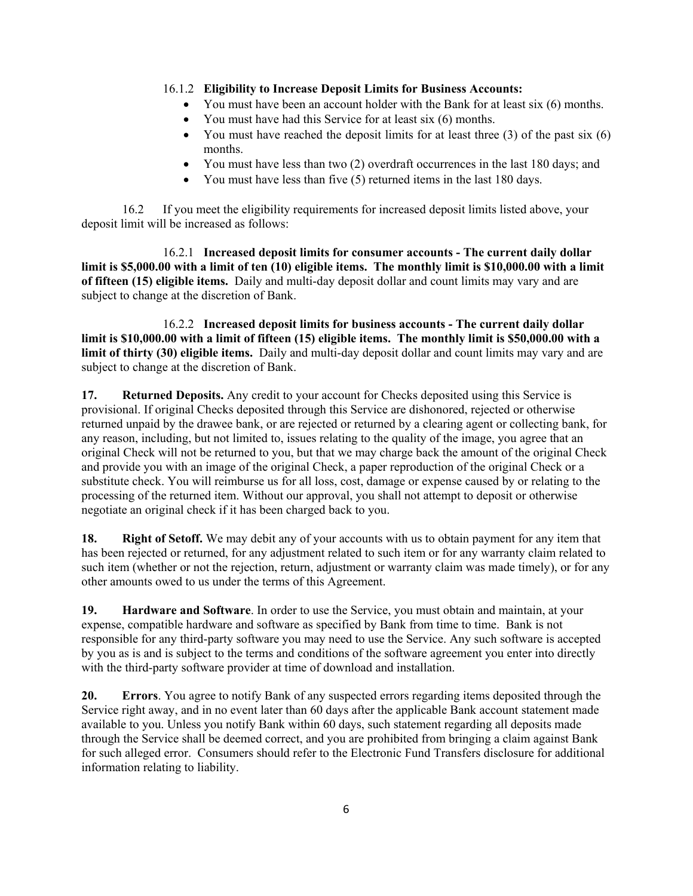16.1.2 **Eligibility to Increase Deposit Limits for Business Accounts:**

- You must have been an account holder with the Bank for at least six (6) months.
- You must have had this Service for at least six (6) months.
- You must have reached the deposit limits for at least three (3) of the past six (6) months.
- You must have less than two (2) overdraft occurrences in the last 180 days; and
- You must have less than five (5) returned items in the last 180 days.

16.2 If you meet the eligibility requirements for increased deposit limits listed above, your deposit limit will be increased as follows:

16.2.1 **Increased deposit limits for consumer accounts - The current daily dollar limit is $5,000.00 with a limit of ten (10) eligible items. The monthly limit is $10,000.00 with a limit of fifteen (15) eligible items.** Daily and multi-day deposit dollar and count limits may vary and are subject to change at the discretion of Bank.

16.2.2 **Increased deposit limits for business accounts - The current daily dollar limit is $10,000.00 with a limit of fifteen (15) eligible items. The monthly limit is $50,000.00 with a limit of thirty (30) eligible items.** Daily and multi-day deposit dollar and count limits may vary and are subject to change at the discretion of Bank.

**17. Returned Deposits.** Any credit to your account for Checks deposited using this Service is provisional. If original Checks deposited through this Service are dishonored, rejected or otherwise returned unpaid by the drawee bank, or are rejected or returned by a clearing agent or collecting bank, for any reason, including, but not limited to, issues relating to the quality of the image, you agree that an original Check will not be returned to you, but that we may charge back the amount of the original Check and provide you with an image of the original Check, a paper reproduction of the original Check or a substitute check. You will reimburse us for all loss, cost, damage or expense caused by or relating to the processing of the returned item. Without our approval, you shall not attempt to deposit or otherwise negotiate an original check if it has been charged back to you.

**18. Right of Setoff.** We may debit any of your accounts with us to obtain payment for any item that has been rejected or returned, for any adjustment related to such item or for any warranty claim related to such item (whether or not the rejection, return, adjustment or warranty claim was made timely), or for any other amounts owed to us under the terms of this Agreement.

**19. Hardware and Software**. In order to use the Service, you must obtain and maintain, at your expense, compatible hardware and software as specified by Bank from time to time. Bank is not responsible for any third-party software you may need to use the Service. Any such software is accepted by you as is and is subject to the terms and conditions of the software agreement you enter into directly with the third-party software provider at time of download and installation.

**20. Errors**. You agree to notify Bank of any suspected errors regarding items deposited through the Service right away, and in no event later than 60 days after the applicable Bank account statement made available to you. Unless you notify Bank within 60 days, such statement regarding all deposits made through the Service shall be deemed correct, and you are prohibited from bringing a claim against Bank for such alleged error. Consumers should refer to the Electronic Fund Transfers disclosure for additional information relating to liability.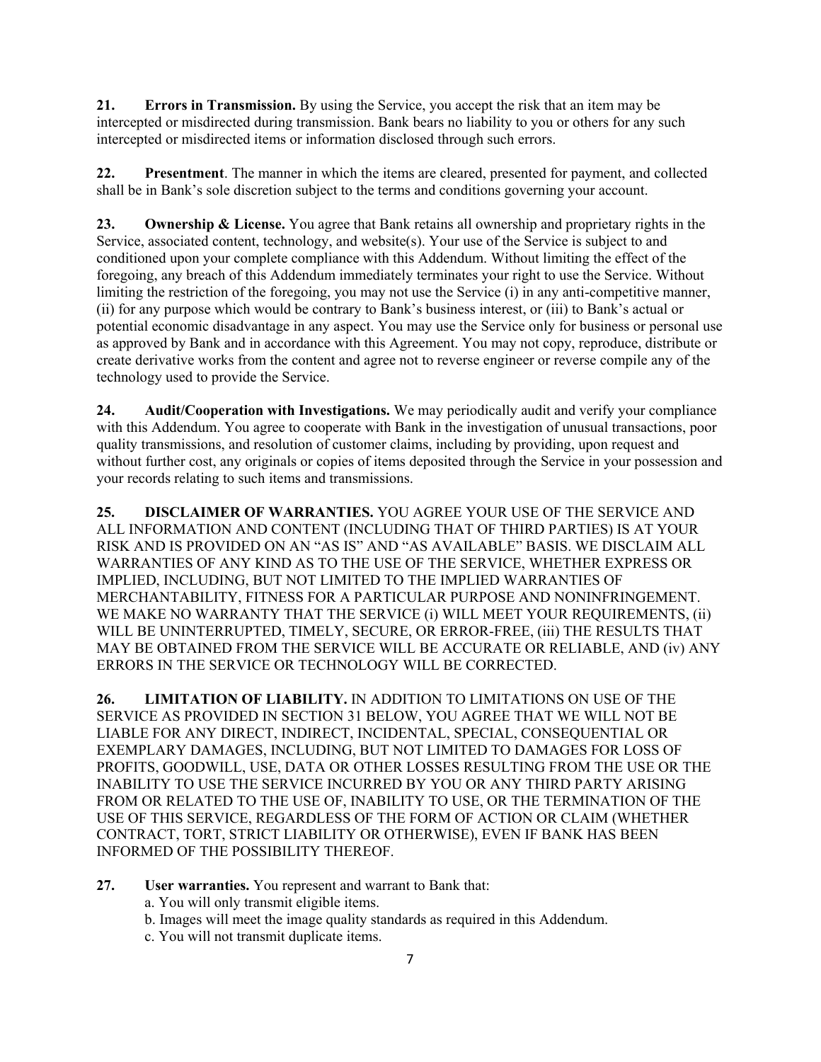**21. Errors in Transmission.** By using the Service, you accept the risk that an item may be intercepted or misdirected during transmission. Bank bears no liability to you or others for any such intercepted or misdirected items or information disclosed through such errors.

**22. Presentment**. The manner in which the items are cleared, presented for payment, and collected shall be in Bank's sole discretion subject to the terms and conditions governing your account.

**23. Ownership & License.** You agree that Bank retains all ownership and proprietary rights in the Service, associated content, technology, and website(s). Your use of the Service is subject to and conditioned upon your complete compliance with this Addendum. Without limiting the effect of the foregoing, any breach of this Addendum immediately terminates your right to use the Service. Without limiting the restriction of the foregoing, you may not use the Service (i) in any anti-competitive manner, (ii) for any purpose which would be contrary to Bank's business interest, or (iii) to Bank's actual or potential economic disadvantage in any aspect. You may use the Service only for business or personal use as approved by Bank and in accordance with this Agreement. You may not copy, reproduce, distribute or create derivative works from the content and agree not to reverse engineer or reverse compile any of the technology used to provide the Service.

**24. Audit/Cooperation with Investigations.** We may periodically audit and verify your compliance with this Addendum. You agree to cooperate with Bank in the investigation of unusual transactions, poor quality transmissions, and resolution of customer claims, including by providing, upon request and without further cost, any originals or copies of items deposited through the Service in your possession and your records relating to such items and transmissions.

**25. DISCLAIMER OF WARRANTIES.** YOU AGREE YOUR USE OF THE SERVICE AND ALL INFORMATION AND CONTENT (INCLUDING THAT OF THIRD PARTIES) IS AT YOUR RISK AND IS PROVIDED ON AN "AS IS" AND "AS AVAILABLE" BASIS. WE DISCLAIM ALL WARRANTIES OF ANY KIND AS TO THE USE OF THE SERVICE, WHETHER EXPRESS OR IMPLIED, INCLUDING, BUT NOT LIMITED TO THE IMPLIED WARRANTIES OF MERCHANTABILITY, FITNESS FOR A PARTICULAR PURPOSE AND NONINFRINGEMENT. WE MAKE NO WARRANTY THAT THE SERVICE (i) WILL MEET YOUR REQUIREMENTS, (ii) WILL BE UNINTERRUPTED, TIMELY, SECURE, OR ERROR-FREE, (iii) THE RESULTS THAT MAY BE OBTAINED FROM THE SERVICE WILL BE ACCURATE OR RELIABLE, AND (iv) ANY ERRORS IN THE SERVICE OR TECHNOLOGY WILL BE CORRECTED.

**26. LIMITATION OF LIABILITY.** IN ADDITION TO LIMITATIONS ON USE OF THE SERVICE AS PROVIDED IN SECTION 31 BELOW, YOU AGREE THAT WE WILL NOT BE LIABLE FOR ANY DIRECT, INDIRECT, INCIDENTAL, SPECIAL, CONSEQUENTIAL OR EXEMPLARY DAMAGES, INCLUDING, BUT NOT LIMITED TO DAMAGES FOR LOSS OF PROFITS, GOODWILL, USE, DATA OR OTHER LOSSES RESULTING FROM THE USE OR THE INABILITY TO USE THE SERVICE INCURRED BY YOU OR ANY THIRD PARTY ARISING FROM OR RELATED TO THE USE OF, INABILITY TO USE, OR THE TERMINATION OF THE USE OF THIS SERVICE, REGARDLESS OF THE FORM OF ACTION OR CLAIM (WHETHER CONTRACT, TORT, STRICT LIABILITY OR OTHERWISE), EVEN IF BANK HAS BEEN INFORMED OF THE POSSIBILITY THEREOF.

**27. User warranties.** You represent and warrant to Bank that:

a. You will only transmit eligible items.
b. Images will meet the image quality standards as required in this Addendum.
c. You will not transmit duplicate items.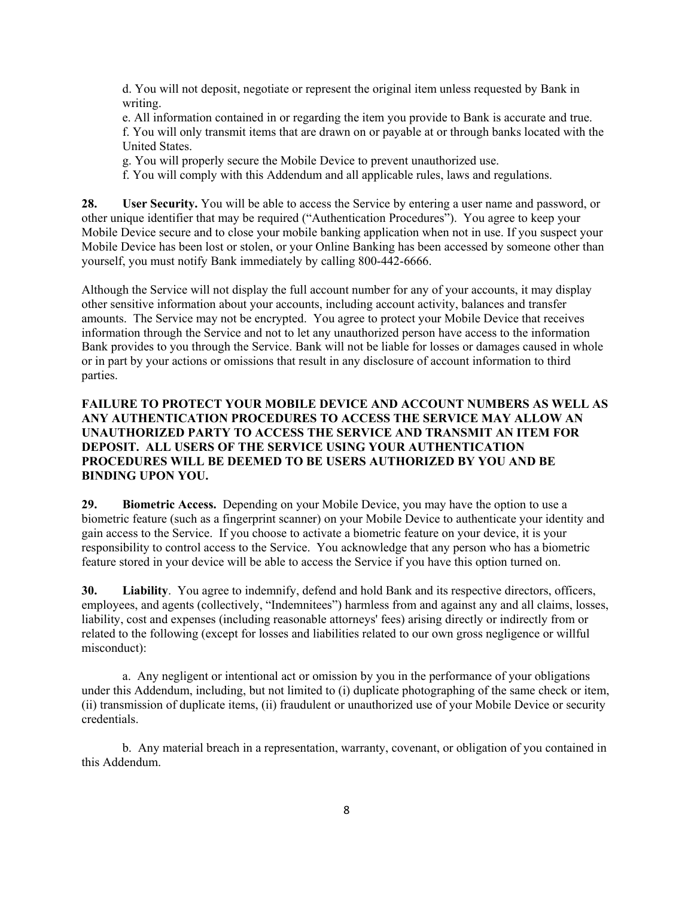d. You will not deposit, negotiate or represent the original item unless requested by Bank in writing.

e. All information contained in or regarding the item you provide to Bank is accurate and true.

f. You will only transmit items that are drawn on or payable at or through banks located with the United States.

g. You will properly secure the Mobile Device to prevent unauthorized use.

f. You will comply with this Addendum and all applicable rules, laws and regulations.

**28. User Security.** You will be able to access the Service by entering a user name and password, or other unique identifier that may be required ("Authentication Procedures"). You agree to keep your Mobile Device secure and to close your mobile banking application when not in use. If you suspect your Mobile Device has been lost or stolen, or your Online Banking has been accessed by someone other than yourself, you must notify Bank immediately by calling 800-442-6666.

Although the Service will not display the full account number for any of your accounts, it may display other sensitive information about your accounts, including account activity, balances and transfer amounts. The Service may not be encrypted. You agree to protect your Mobile Device that receives information through the Service and not to let any unauthorized person have access to the information Bank provides to you through the Service. Bank will not be liable for losses or damages caused in whole or in part by your actions or omissions that result in any disclosure of account information to third parties.

**FAILURE TO PROTECT YOUR MOBILE DEVICE AND ACCOUNT NUMBERS AS WELL AS ANY AUTHENTICATION PROCEDURES TO ACCESS THE SERVICE MAY ALLOW AN UNAUTHORIZED PARTY TO ACCESS THE SERVICE AND TRANSMIT AN ITEM FOR DEPOSIT. ALL USERS OF THE SERVICE USING YOUR AUTHENTICATION PROCEDURES WILL BE DEEMED TO BE USERS AUTHORIZED BY YOU AND BE BINDING UPON YOU.**

**29. Biometric Access.** Depending on your Mobile Device, you may have the option to use a biometric feature (such as a fingerprint scanner) on your Mobile Device to authenticate your identity and gain access to the Service. If you choose to activate a biometric feature on your device, it is your responsibility to control access to the Service. You acknowledge that any person who has a biometric feature stored in your device will be able to access the Service if you have this option turned on.

**30. Liability**. You agree to indemnify, defend and hold Bank and its respective directors, officers, employees, and agents (collectively, "Indemnitees") harmless from and against any and all claims, losses, liability, cost and expenses (including reasonable attorneys' fees) arising directly or indirectly from or related to the following (except for losses and liabilities related to our own gross negligence or willful misconduct):

a. Any negligent or intentional act or omission by you in the performance of your obligations under this Addendum, including, but not limited to (i) duplicate photographing of the same check or item, (ii) transmission of duplicate items, (ii) fraudulent or unauthorized use of your Mobile Device or security credentials.

b. Any material breach in a representation, warranty, covenant, or obligation of you contained in this Addendum.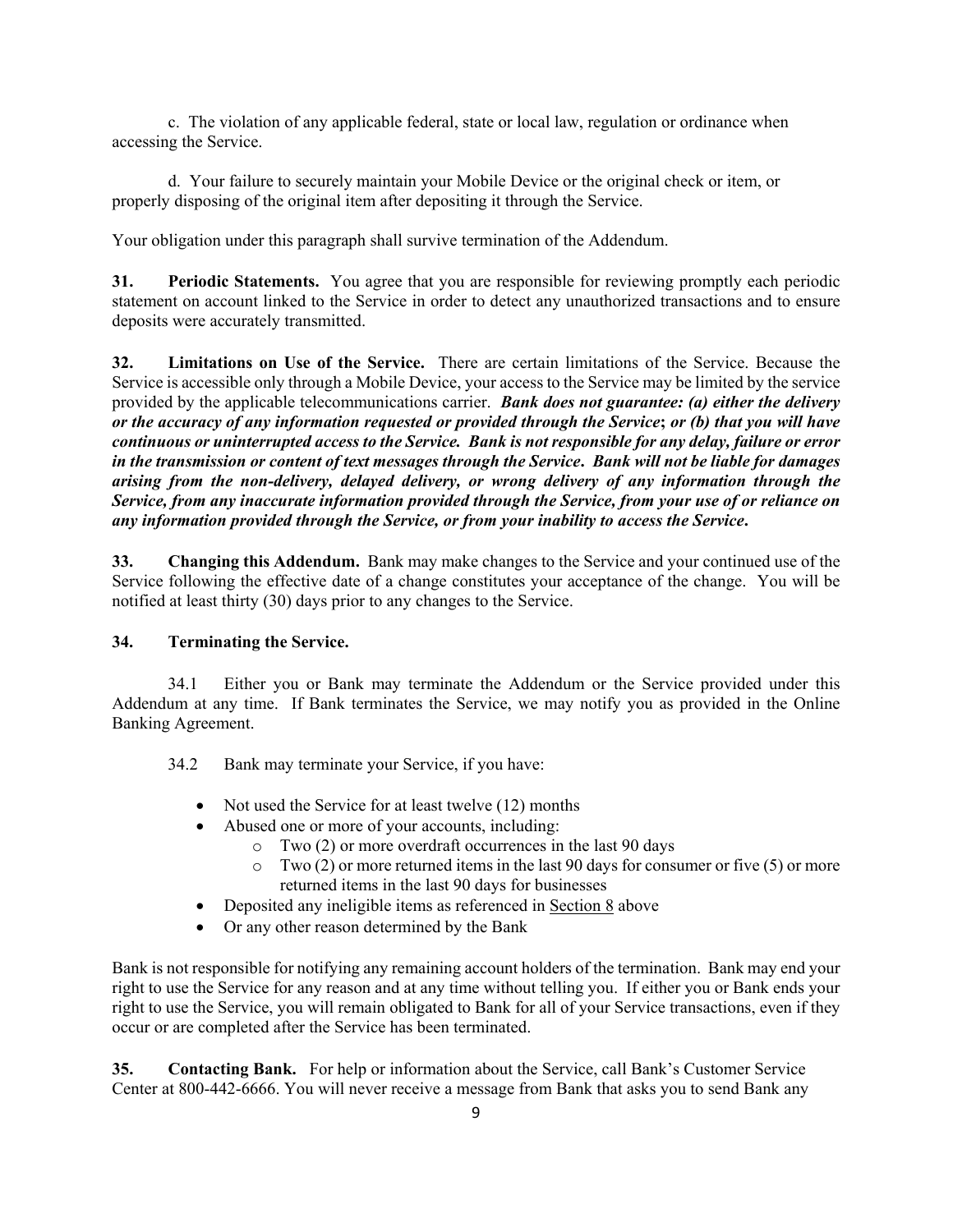c. The violation of any applicable federal, state or local law, regulation or ordinance when accessing the Service.

d. Your failure to securely maintain your Mobile Device or the original check or item, or properly disposing of the original item after depositing it through the Service.

Your obligation under this paragraph shall survive termination of the Addendum.

**31. Periodic Statements.** You agree that you are responsible for reviewing promptly each periodic statement on account linked to the Service in order to detect any unauthorized transactions and to ensure deposits were accurately transmitted.

**32. Limitations on Use of the Service.** There are certain limitations of the Service. Because the Service is accessible only through a Mobile Device, your access to the Service may be limited by the service provided by the applicable telecommunications carrier. ***Bank does not guarantee: (a) either the delivery or the accuracy of any information requested or provided through the Service; or (b) that you will have continuous or uninterrupted access to the Service. Bank is not responsible for any delay, failure or error in the transmission or content of text messages through the Service. Bank will not be liable for damages arising from the non-delivery, delayed delivery, or wrong delivery of any information through the Service, from any inaccurate information provided through the Service, from your use of or reliance on any information provided through the Service, or from your inability to access the Service.***

**33. Changing this Addendum.** Bank may make changes to the Service and your continued use of the Service following the effective date of a change constitutes your acceptance of the change. You will be notified at least thirty (30) days prior to any changes to the Service.

**34. Terminating the Service.**

34.1 Either you or Bank may terminate the Addendum or the Service provided under this Addendum at any time. If Bank terminates the Service, we may notify you as provided in the Online Banking Agreement.

34.2 Bank may terminate your Service, if you have:

- Not used the Service for at least twelve (12) months
- Abused one or more of your accounts, including:
  - Two (2) or more overdraft occurrences in the last 90 days
  - Two (2) or more returned items in the last 90 days for consumer or five (5) or more returned items in the last 90 days for businesses
- Deposited any ineligible items as referenced in Section 8 above
- Or any other reason determined by the Bank

Bank is not responsible for notifying any remaining account holders of the termination. Bank may end your right to use the Service for any reason and at any time without telling you. If either you or Bank ends your right to use the Service, you will remain obligated to Bank for all of your Service transactions, even if they occur or are completed after the Service has been terminated.

**35. Contacting Bank.** For help or information about the Service, call Bank's Customer Service Center at 800-442-6666. You will never receive a message from Bank that asks you to send Bank any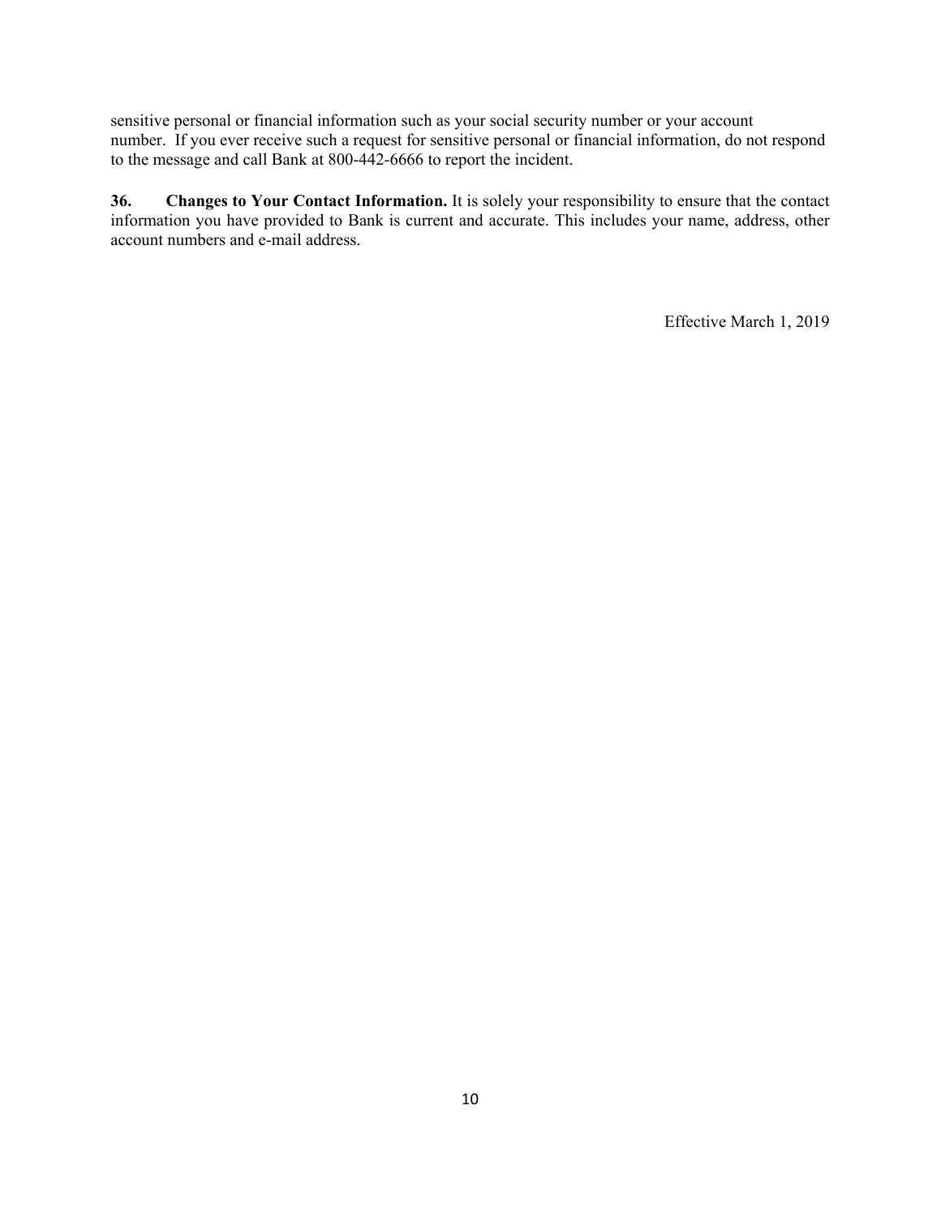sensitive personal or financial information such as your social security number or your account number. If you ever receive such a request for sensitive personal or financial information, do not respond to the message and call Bank at 800-442-6666 to report the incident.

**36. Changes to Your Contact Information.** It is solely your responsibility to ensure that the contact information you have provided to Bank is current and accurate. This includes your name, address, other account numbers and e-mail address.

Effective March 1, 2019